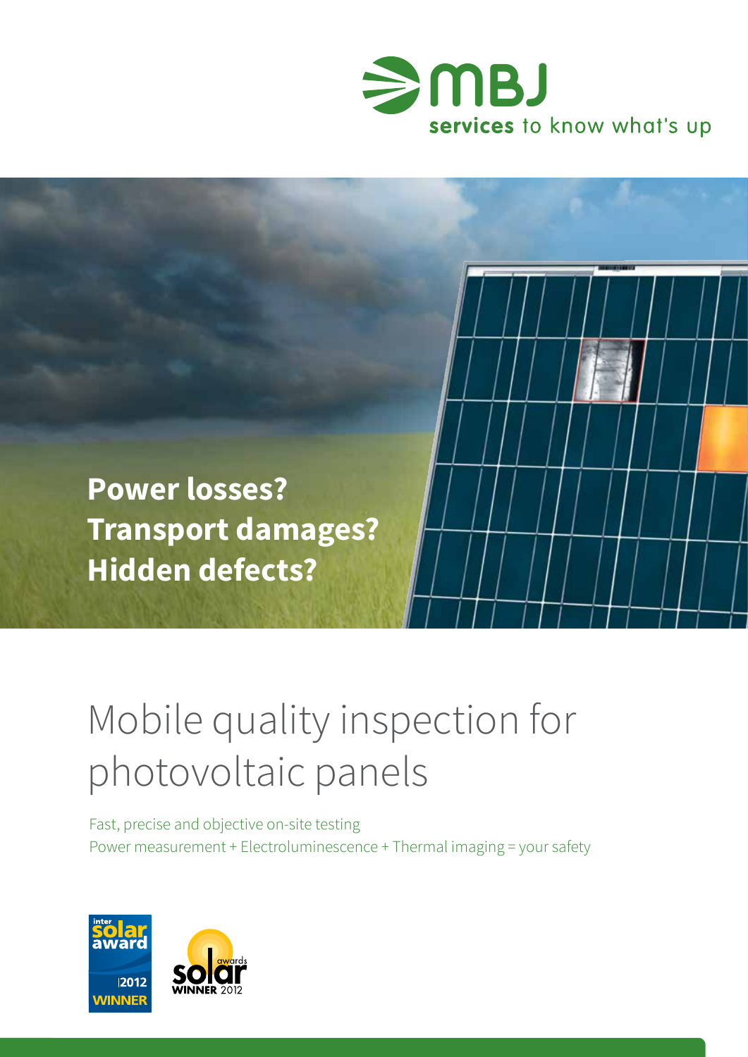MBJ

services to know what's up

**Power losses?**
**Transport damages?**
**Hidden defects?**

# Mobile quality inspection for photovoltaic panels

Fast, precise and objective on-site testing
Power measurement + Electroluminescence + Thermal imaging = your safety

inter solar award 2012 WINNER

solar awards WINNER 2012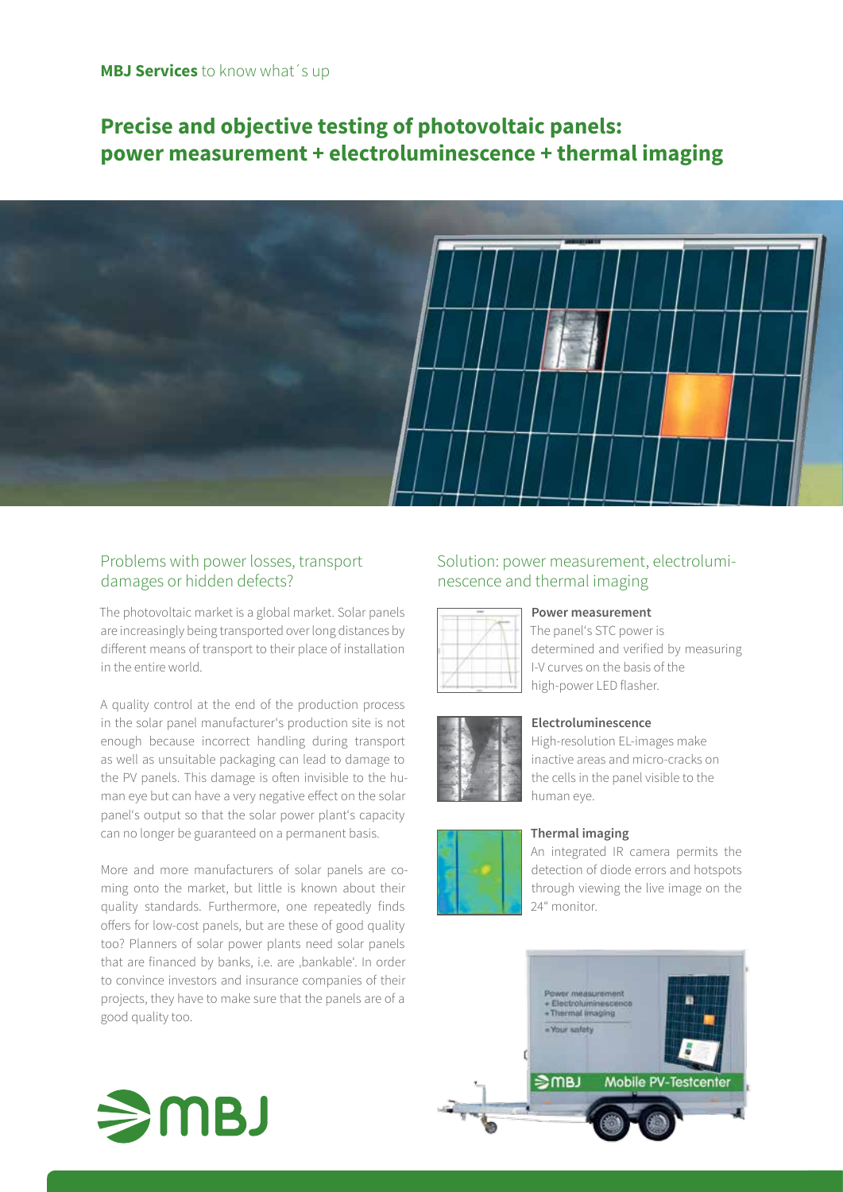**MBJ Services** to know what´s up

# Precise and objective testing of photovoltaic panels: power measurement + electroluminescence + thermal imaging

## Problems with power losses, transport damages or hidden defects?

The photovoltaic market is a global market. Solar panels are increasingly being transported over long distances by different means of transport to their place of installation in the entire world.

A quality control at the end of the production process in the solar panel manufacturer's production site is not enough because incorrect handling during transport as well as unsuitable packaging can lead to damage to the PV panels. This damage is often invisible to the human eye but can have a very negative effect on the solar panel's output so that the solar power plant's capacity can no longer be guaranteed on a permanent basis.

More and more manufacturers of solar panels are coming onto the market, but little is known about their quality standards. Furthermore, one repeatedly finds offers for low-cost panels, but are these of good quality too? Planners of solar power plants need solar panels that are financed by banks, i.e. are ‚bankable'. In order to convince investors and insurance companies of their projects, they have to make sure that the panels are of a good quality too.

## Solution: power measurement, electroluminescence and thermal imaging

**Power measurement**
The panel's STC power is determined and verified by measuring I-V curves on the basis of the high-power LED flasher.

**Electroluminescence**
High-resolution EL-images make inactive areas and micro-cracks on the cells in the panel visible to the human eye.

**Thermal imaging**
An integrated IR camera permits the detection of diode errors and hotspots through viewing the live image on the 24" monitor.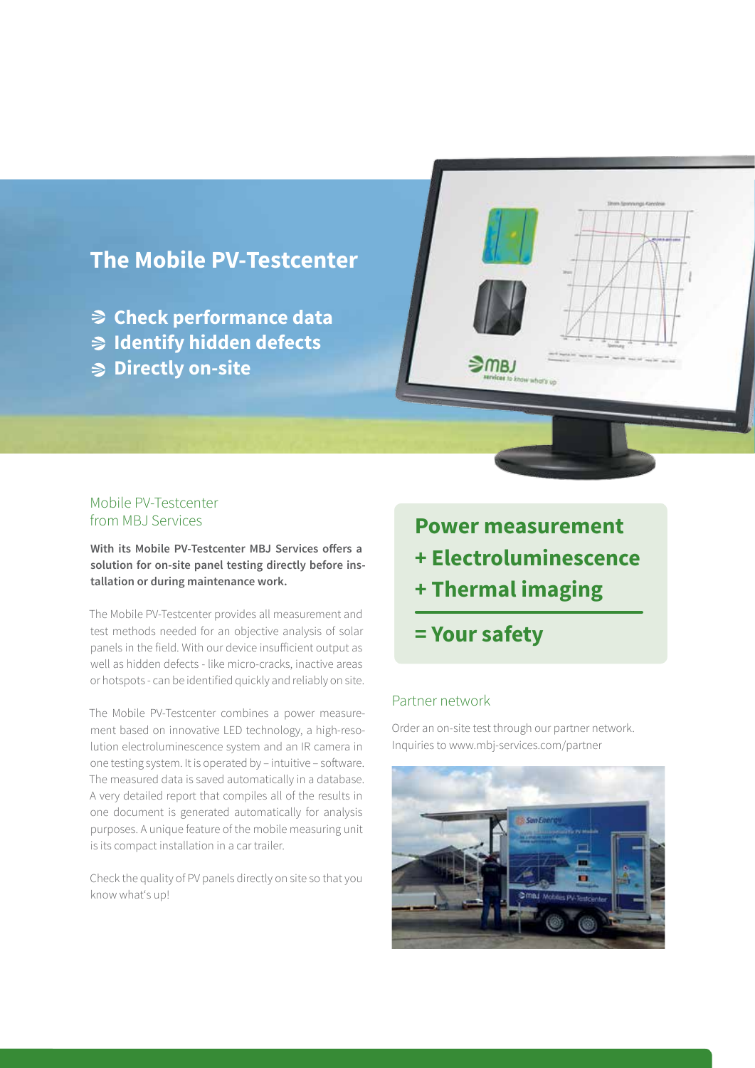# The Mobile PV-Testcenter

- **Check performance data**
- **Identify hidden defects**
- **Directly on-site**

## Mobile PV-Testcenter from MBJ Services

**With its Mobile PV-Testcenter MBJ Services offers a solution for on-site panel testing directly before installation or during maintenance work.**

The Mobile PV-Testcenter provides all measurement and test methods needed for an objective analysis of solar panels in the field. With our device insufficient output as well as hidden defects - like micro-cracks, inactive areas or hotspots - can be identified quickly and reliably on site.

The Mobile PV-Testcenter combines a power measurement based on innovative LED technology, a high-resolution electroluminescence system and an IR camera in one testing system. It is operated by – intuitive – software. The measured data is saved automatically in a database. A very detailed report that compiles all of the results in one document is generated automatically for analysis purposes. A unique feature of the mobile measuring unit is its compact installation in a car trailer.

Check the quality of PV panels directly on site so that you know what's up!

**Power measurement**
**+ Electroluminescence**
**+ Thermal imaging**

**= Your safety**

## Partner network

Order an on-site test through our partner network. Inquiries to www.mbj-services.com/partner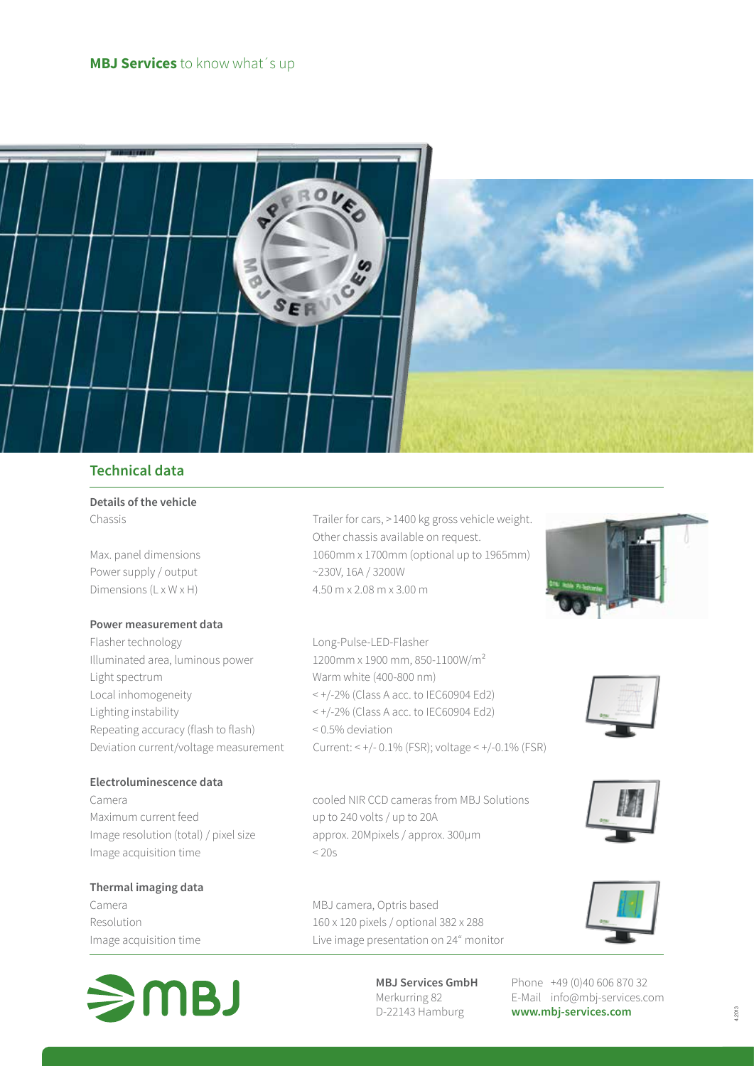**MBJ Services** to know what´s up

## Technical data

### Details of the vehicle

| | |
|---|---|
| Chassis | Trailer for cars, >1400 kg gross vehicle weight. Other chassis available on request. |
| Max. panel dimensions | 1060mm x 1700mm (optional up to 1965mm) |
| Power supply / output | ~230V, 16A / 3200W |
| Dimensions (L x W x H) | 4.50 m x 2.08 m x 3.00 m |

### Power measurement data

| | |
|---|---|
| Flasher technology | Long-Pulse-LED-Flasher |
| Illuminated area, luminous power | 1200mm x 1900 mm, 850-1100W/m² |
| Light spectrum | Warm white (400-800 nm) |
| Local inhomogeneity | < +/-2% (Class A acc. to IEC60904 Ed2) |
| Lighting instability | < +/-2% (Class A acc. to IEC60904 Ed2) |
| Repeating accuracy (flash to flash) | < 0.5% deviation |
| Deviation current/voltage measurement | Current: < +/- 0.1% (FSR); voltage < +/-0.1% (FSR) |

### Electroluminescence data

| | |
|---|---|
| Camera | cooled NIR CCD cameras from MBJ Solutions |
| Maximum current feed | up to 240 volts / up to 20A |
| Image resolution (total) / pixel size | approx. 20Mpixels / approx. 300µm |
| Image acquisition time | < 20s |

### Thermal imaging data

| | |
|---|---|
| Camera | MBJ camera, Optris based |
| Resolution | 160 x 120 pixels / optional 382 x 288 |
| Image acquisition time | Live image presentation on 24" monitor |

**MBJ Services GmbH**
Merkurring 82
D-22143 Hamburg

Phone +49 (0)40 606 870 32
E-Mail info@mbj-services.com
**www.mbj-services.com**